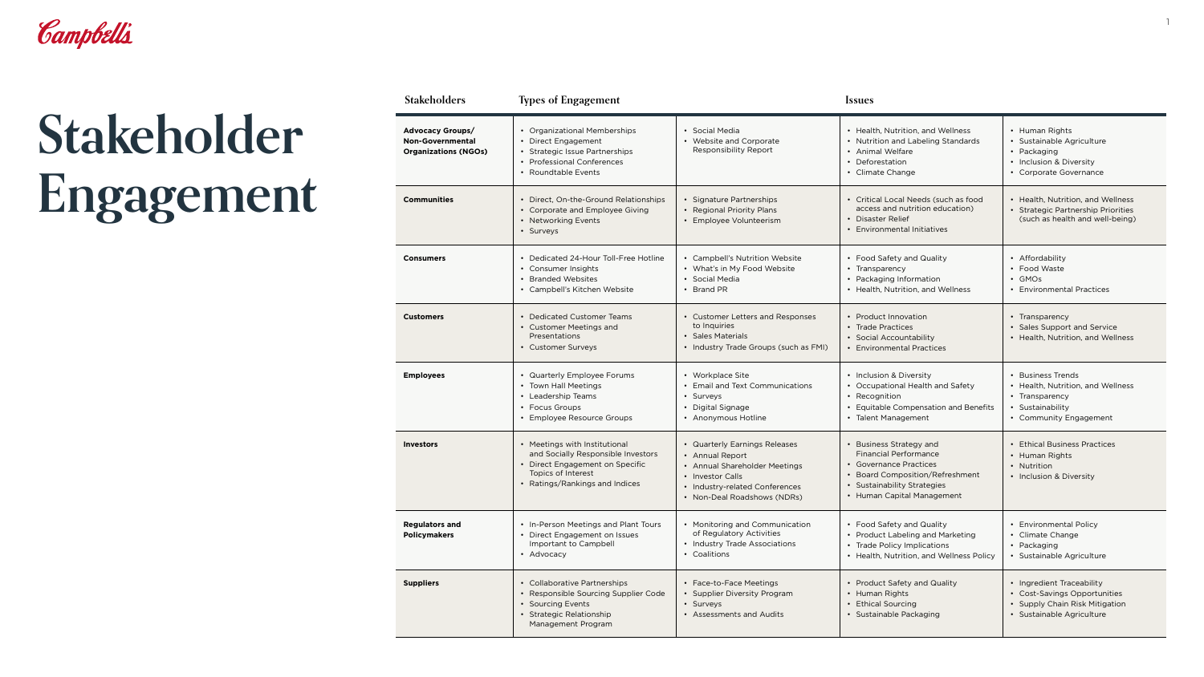# Stakeholder Engagement

| Stakeholders | Types of Engagement | | Issues | |
|---|---|---|---|---|
| **Advocacy Groups/ Non-Governmental Organizations (NGOs)** | • Organizational Memberships<br>• Direct Engagement<br>• Strategic Issue Partnerships<br>• Professional Conferences<br>• Roundtable Events | • Social Media<br>• Website and Corporate Responsibility Report | • Health, Nutrition, and Wellness<br>• Nutrition and Labeling Standards<br>• Animal Welfare<br>• Deforestation<br>• Climate Change | • Human Rights<br>• Sustainable Agriculture<br>• Packaging<br>• Inclusion & Diversity<br>• Corporate Governance |
| **Communities** | • Direct, On-the-Ground Relationships<br>• Corporate and Employee Giving<br>• Networking Events<br>• Surveys | • Signature Partnerships<br>• Regional Priority Plans<br>• Employee Volunteerism | • Critical Local Needs (such as food access and nutrition education)<br>• Disaster Relief<br>• Environmental Initiatives | • Health, Nutrition, and Wellness<br>• Strategic Partnership Priorities (such as health and well-being) |
| **Consumers** | • Dedicated 24-Hour Toll-Free Hotline<br>• Consumer Insights<br>• Branded Websites<br>• Campbell's Kitchen Website | • Campbell's Nutrition Website<br>• What's in My Food Website<br>• Social Media<br>• Brand PR | • Food Safety and Quality<br>• Transparency<br>• Packaging Information<br>• Health, Nutrition, and Wellness | • Affordability<br>• Food Waste<br>• GMOs<br>• Environmental Practices |
| **Customers** | • Dedicated Customer Teams<br>• Customer Meetings and Presentations<br>• Customer Surveys | • Customer Letters and Responses to Inquiries<br>• Sales Materials<br>• Industry Trade Groups (such as FMI) | • Product Innovation<br>• Trade Practices<br>• Social Accountability<br>• Environmental Practices | • Transparency<br>• Sales Support and Service<br>• Health, Nutrition, and Wellness |
| **Employees** | • Quarterly Employee Forums<br>• Town Hall Meetings<br>• Leadership Teams<br>• Focus Groups<br>• Employee Resource Groups | • Workplace Site<br>• Email and Text Communications<br>• Surveys<br>• Digital Signage<br>• Anonymous Hotline | • Inclusion & Diversity<br>• Occupational Health and Safety<br>• Recognition<br>• Equitable Compensation and Benefits<br>• Talent Management | • Business Trends<br>• Health, Nutrition, and Wellness<br>• Transparency<br>• Sustainability<br>• Community Engagement |
| **Investors** | • Meetings with Institutional and Socially Responsible Investors<br>• Direct Engagement on Specific Topics of Interest<br>• Ratings/Rankings and Indices | • Quarterly Earnings Releases<br>• Annual Report<br>• Annual Shareholder Meetings<br>• Investor Calls<br>• Industry-related Conferences<br>• Non-Deal Roadshows (NDRs) | • Business Strategy and Financial Performance<br>• Governance Practices<br>• Board Composition/Refreshment<br>• Sustainability Strategies<br>• Human Capital Management | • Ethical Business Practices<br>• Human Rights<br>• Nutrition<br>• Inclusion & Diversity |
| **Regulators and Policymakers** | • In-Person Meetings and Plant Tours<br>• Direct Engagement on Issues Important to Campbell<br>• Advocacy | • Monitoring and Communication of Regulatory Activities<br>• Industry Trade Associations<br>• Coalitions | • Food Safety and Quality<br>• Product Labeling and Marketing<br>• Trade Policy Implications<br>• Health, Nutrition, and Wellness Policy | • Environmental Policy<br>• Climate Change<br>• Packaging<br>• Sustainable Agriculture |
| **Suppliers** | • Collaborative Partnerships<br>• Responsible Sourcing Supplier Code<br>• Sourcing Events<br>• Strategic Relationship Management Program | • Face-to-Face Meetings<br>• Supplier Diversity Program<br>• Surveys<br>• Assessments and Audits | • Product Safety and Quality<br>• Human Rights<br>• Ethical Sourcing<br>• Sustainable Packaging | • Ingredient Traceability<br>• Cost-Savings Opportunities<br>• Supply Chain Risk Mitigation<br>• Sustainable Agriculture |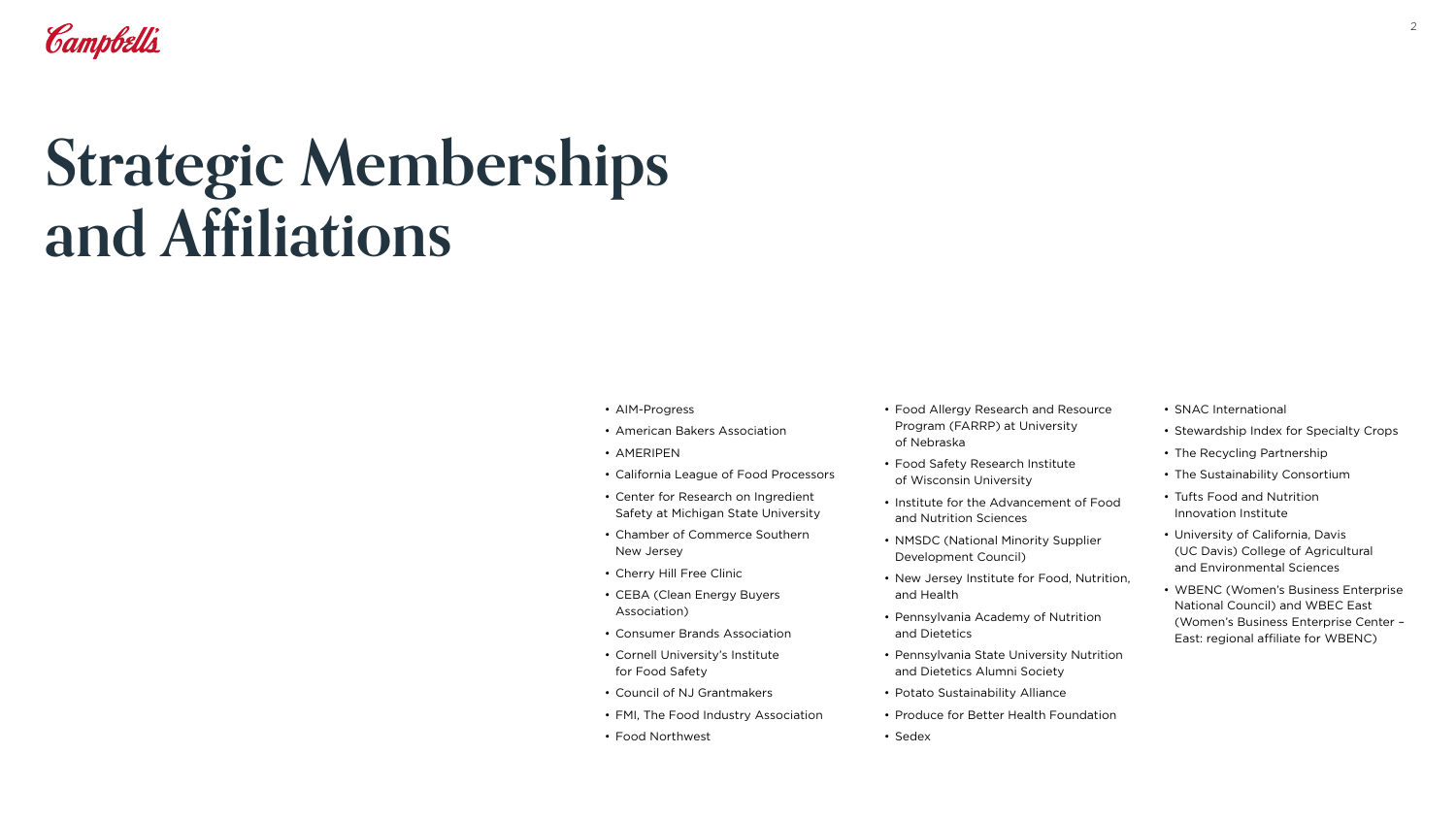# Strategic Memberships and Affiliations

- AIM-Progress
- American Bakers Association
- AMERIPEN
- California League of Food Processors
- Center for Research on Ingredient Safety at Michigan State University
- Chamber of Commerce Southern New Jersey
- Cherry Hill Free Clinic
- CEBA (Clean Energy Buyers Association)
- Consumer Brands Association
- Cornell University's Institute for Food Safety
- Council of NJ Grantmakers
- FMI, The Food Industry Association
- Food Northwest
- Food Allergy Research and Resource Program (FARRP) at University of Nebraska
- Food Safety Research Institute of Wisconsin University
- Institute for the Advancement of Food and Nutrition Sciences
- NMSDC (National Minority Supplier Development Council)
- New Jersey Institute for Food, Nutrition, and Health
- Pennsylvania Academy of Nutrition and Dietetics
- Pennsylvania State University Nutrition and Dietetics Alumni Society
- Potato Sustainability Alliance
- Produce for Better Health Foundation
- Sedex
- SNAC International
- Stewardship Index for Specialty Crops
- The Recycling Partnership
- The Sustainability Consortium
- Tufts Food and Nutrition Innovation Institute
- University of California, Davis (UC Davis) College of Agricultural and Environmental Sciences
- WBENC (Women's Business Enterprise National Council) and WBEC East (Women's Business Enterprise Center – East: regional affiliate for WBENC)